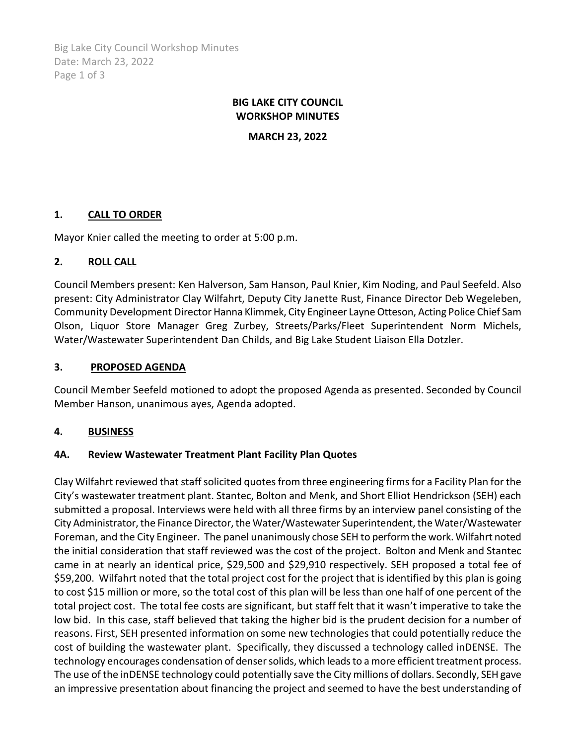# BIG LAKE CITY COUNCIL WORKSHOP MINUTES

**MARCH 23, 2022**

## 1. CALL TO ORDER

Mayor Knier called the meeting to order at 5:00 p.m.

## 2. ROLL CALL

Council Members present: Ken Halverson, Sam Hanson, Paul Knier, Kim Noding, and Paul Seefeld. Also present: City Administrator Clay Wilfahrt, Deputy City Janette Rust, Finance Director Deb Wegeleben, Community Development Director Hanna Klimmek, City Engineer Layne Otteson, Acting Police Chief Sam Olson, Liquor Store Manager Greg Zurbey, Streets/Parks/Fleet Superintendent Norm Michels, Water/Wastewater Superintendent Dan Childs, and Big Lake Student Liaison Ella Dotzler.

## 3. PROPOSED AGENDA

Council Member Seefeld motioned to adopt the proposed Agenda as presented. Seconded by Council Member Hanson, unanimous ayes, Agenda adopted.

## 4. BUSINESS

### 4A. Review Wastewater Treatment Plant Facility Plan Quotes

Clay Wilfahrt reviewed that staff solicited quotes from three engineering firms for a Facility Plan for the City's wastewater treatment plant. Stantec, Bolton and Menk, and Short Elliot Hendrickson (SEH) each submitted a proposal. Interviews were held with all three firms by an interview panel consisting of the City Administrator, the Finance Director, the Water/Wastewater Superintendent, the Water/Wastewater Foreman, and the City Engineer. The panel unanimously chose SEH to perform the work. Wilfahrt noted the initial consideration that staff reviewed was the cost of the project. Bolton and Menk and Stantec came in at nearly an identical price, $29,500 and $29,910 respectively. SEH proposed a total fee of $59,200. Wilfahrt noted that the total project cost for the project that is identified by this plan is going to cost $15 million or more, so the total cost of this plan will be less than one half of one percent of the total project cost. The total fee costs are significant, but staff felt that it wasn't imperative to take the low bid. In this case, staff believed that taking the higher bid is the prudent decision for a number of reasons. First, SEH presented information on some new technologies that could potentially reduce the cost of building the wastewater plant. Specifically, they discussed a technology called inDENSE. The technology encourages condensation of denser solids, which leads to a more efficient treatment process. The use of the inDENSE technology could potentially save the City millions of dollars. Secondly, SEH gave an impressive presentation about financing the project and seemed to have the best understanding of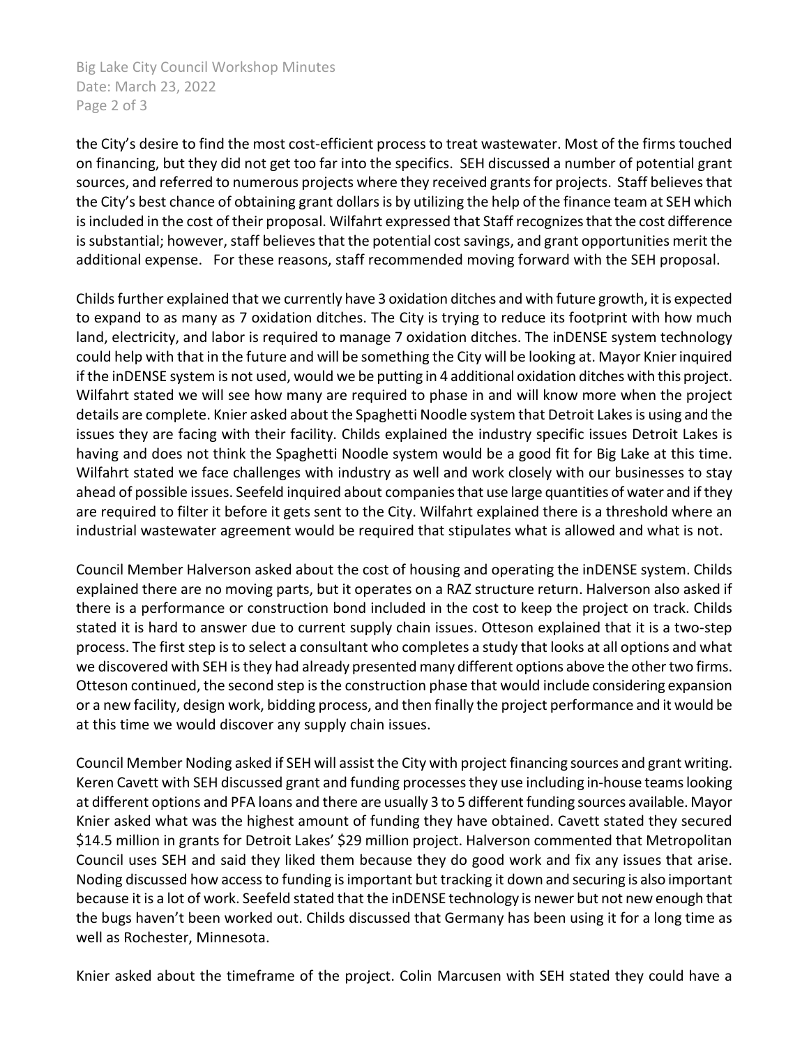the City's desire to find the most cost-efficient process to treat wastewater. Most of the firms touched on financing, but they did not get too far into the specifics. SEH discussed a number of potential grant sources, and referred to numerous projects where they received grants for projects. Staff believes that the City's best chance of obtaining grant dollars is by utilizing the help of the finance team at SEH which is included in the cost of their proposal. Wilfahrt expressed that Staff recognizes that the cost difference is substantial; however, staff believes that the potential cost savings, and grant opportunities merit the additional expense. For these reasons, staff recommended moving forward with the SEH proposal.

Childs further explained that we currently have 3 oxidation ditches and with future growth, it is expected to expand to as many as 7 oxidation ditches. The City is trying to reduce its footprint with how much land, electricity, and labor is required to manage 7 oxidation ditches. The inDENSE system technology could help with that in the future and will be something the City will be looking at. Mayor Knier inquired if the inDENSE system is not used, would we be putting in 4 additional oxidation ditches with this project. Wilfahrt stated we will see how many are required to phase in and will know more when the project details are complete. Knier asked about the Spaghetti Noodle system that Detroit Lakes is using and the issues they are facing with their facility. Childs explained the industry specific issues Detroit Lakes is having and does not think the Spaghetti Noodle system would be a good fit for Big Lake at this time. Wilfahrt stated we face challenges with industry as well and work closely with our businesses to stay ahead of possible issues. Seefeld inquired about companies that use large quantities of water and if they are required to filter it before it gets sent to the City. Wilfahrt explained there is a threshold where an industrial wastewater agreement would be required that stipulates what is allowed and what is not.

Council Member Halverson asked about the cost of housing and operating the inDENSE system. Childs explained there are no moving parts, but it operates on a RAZ structure return. Halverson also asked if there is a performance or construction bond included in the cost to keep the project on track. Childs stated it is hard to answer due to current supply chain issues. Otteson explained that it is a two-step process. The first step is to select a consultant who completes a study that looks at all options and what we discovered with SEH is they had already presented many different options above the other two firms. Otteson continued, the second step is the construction phase that would include considering expansion or a new facility, design work, bidding process, and then finally the project performance and it would be at this time we would discover any supply chain issues.

Council Member Noding asked if SEH will assist the City with project financing sources and grant writing. Keren Cavett with SEH discussed grant and funding processes they use including in-house teams looking at different options and PFA loans and there are usually 3 to 5 different funding sources available. Mayor Knier asked what was the highest amount of funding they have obtained. Cavett stated they secured $14.5 million in grants for Detroit Lakes' $29 million project. Halverson commented that Metropolitan Council uses SEH and said they liked them because they do good work and fix any issues that arise. Noding discussed how access to funding is important but tracking it down and securing is also important because it is a lot of work. Seefeld stated that the inDENSE technology is newer but not new enough that the bugs haven't been worked out. Childs discussed that Germany has been using it for a long time as well as Rochester, Minnesota.

Knier asked about the timeframe of the project. Colin Marcusen with SEH stated they could have a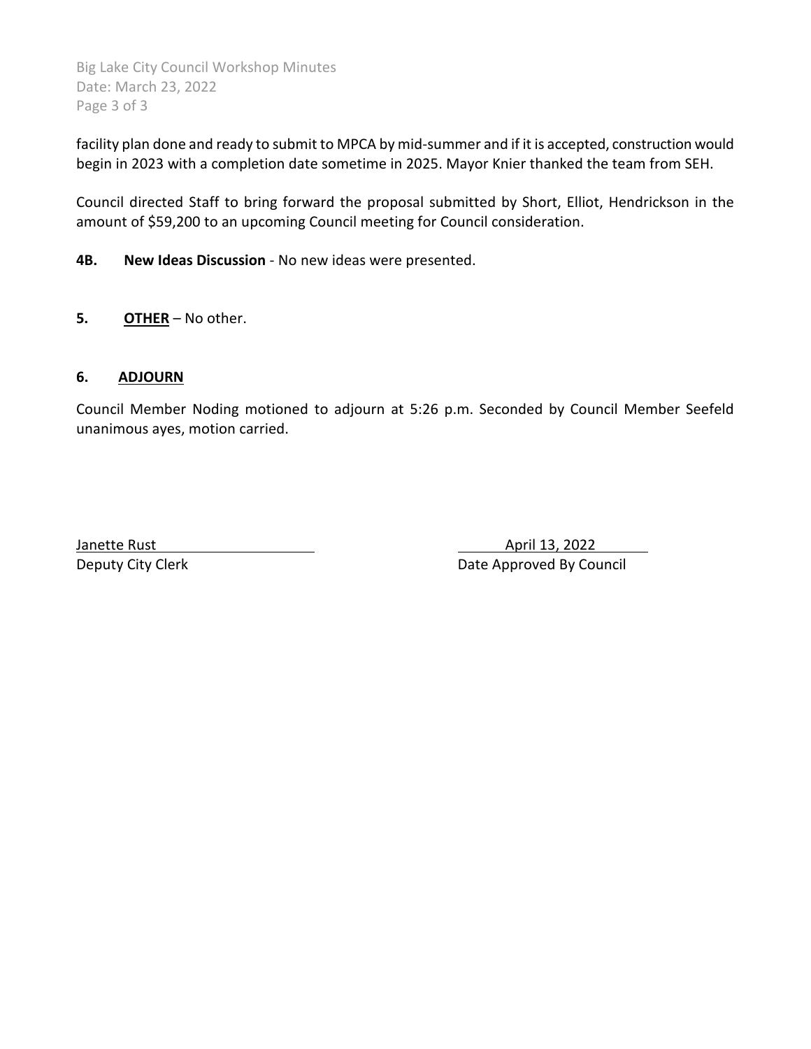facility plan done and ready to submit to MPCA by mid-summer and if it is accepted, construction would begin in 2023 with a completion date sometime in 2025. Mayor Knier thanked the team from SEH.

Council directed Staff to bring forward the proposal submitted by Short, Elliot, Hendrickson in the amount of $59,200 to an upcoming Council meeting for Council consideration.

**4B. New Ideas Discussion** - No new ideas were presented.

**5. OTHER** – No other.

**6. ADJOURN**

Council Member Noding motioned to adjourn at 5:26 p.m. Seconded by Council Member Seefeld unanimous ayes, motion carried.

Janette Rust
Deputy City Clerk

April 13, 2022
Date Approved By Council